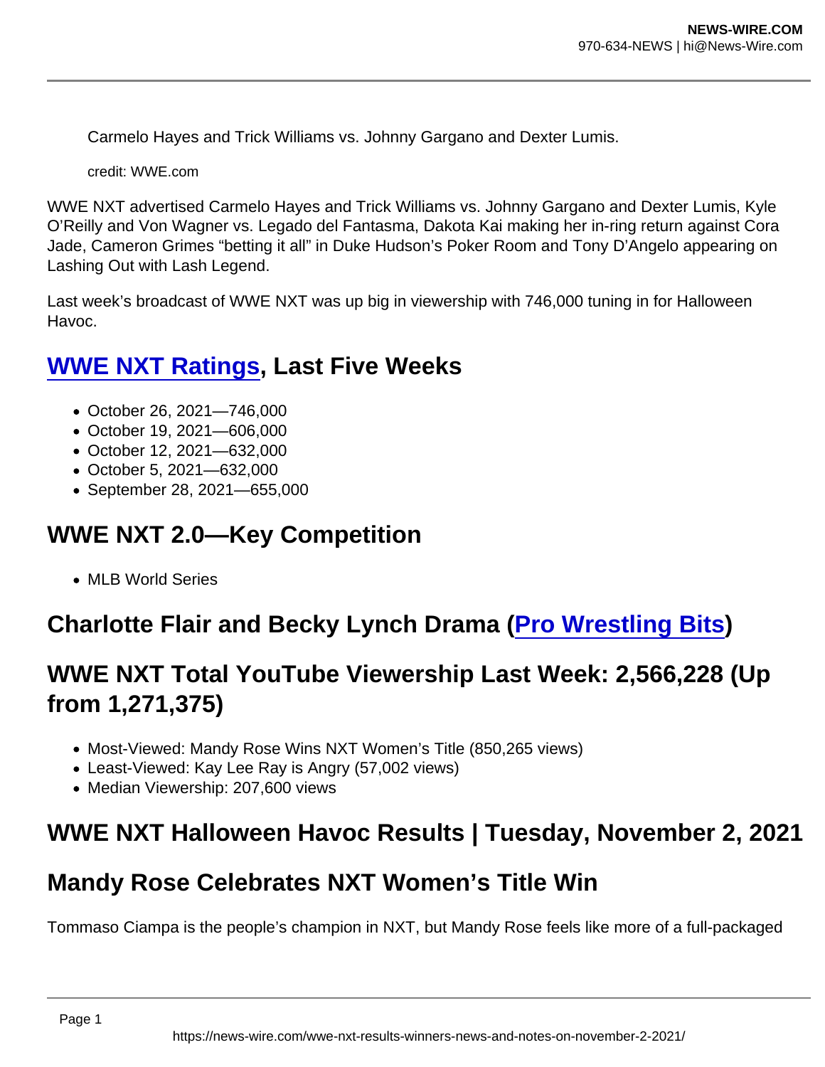Carmelo Hayes and Trick Williams vs. Johnny Gargano and Dexter Lumis.

credit: WWE.com

WWE NXT advertised Carmelo Hayes and Trick Williams vs. Johnny Gargano and Dexter Lumis, Kyle O'Reilly and Von Wagner vs. Legado del Fantasma, Dakota Kai making her in-ring return against Cora Jade, Cameron Grimes "betting it all" in Duke Hudson's Poker Room and Tony D'Angelo appearing on Lashing Out with Lash Legend.

Last week's broadcast of WWE NXT was up big in viewership with 746,000 tuning in for Halloween Havoc.

## WWE NXT Ratings, Last Five Weeks

- October 26, 2021—746,000
- October 19, 2021—606,000
- October 12, 2021—632,000
- October 5, 2021—632,000
- September 28, 2021—655,000

## WWE NXT 2.0—Key Competition

- MLB World Series

## Charlotte Flair and Becky Lynch Drama (Pro Wrestling Bits)

## WWE NXT Total YouTube Viewership Last Week: 2,566,228 (Up from 1,271,375)

- Most-Viewed: Mandy Rose Wins NXT Women's Title (850,265 views)
- Least-Viewed: Kay Lee Ray is Angry (57,002 views)
- Median Viewership: 207,600 views

## WWE NXT Halloween Havoc Results | Tuesday, November 2, 2021

## Mandy Rose Celebrates NXT Women's Title Win

Tommaso Ciampa is the people's champion in NXT, but Mandy Rose feels like more of a full-packaged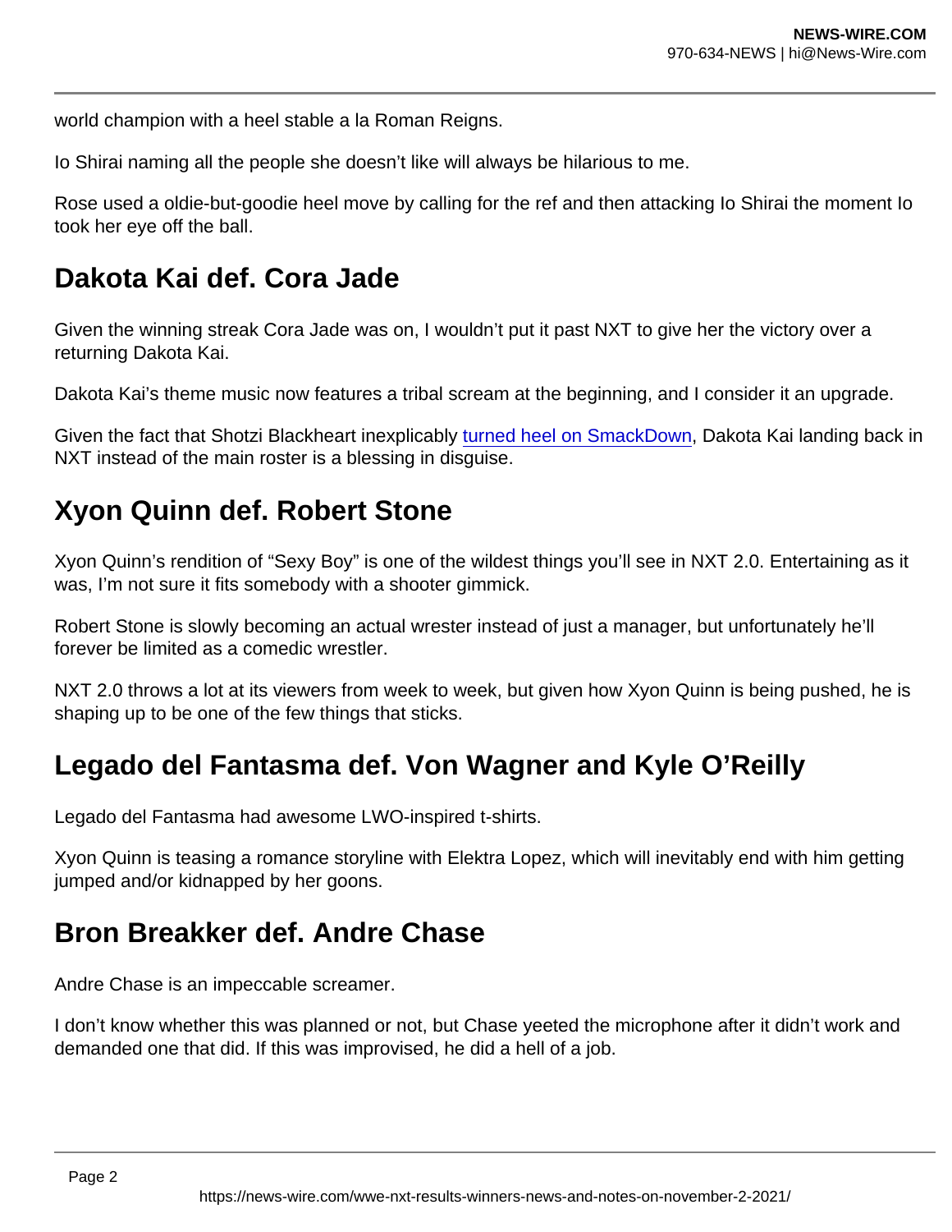world champion with a heel stable a la Roman Reigns.

Io Shirai naming all the people she doesn't like will always be hilarious to me.

Rose used a oldie-but-goodie heel move by calling for the ref and then attacking Io Shirai the moment Io took her eye off the ball.

## Dakota Kai def. Cora Jade

Given the winning streak Cora Jade was on, I wouldn't put it past NXT to give her the victory over a returning Dakota Kai.

Dakota Kai's theme music now features a tribal scream at the beginning, and I consider it an upgrade.

Given the fact that Shotzi Blackheart inexplicably turned heel on SmackDown, Dakota Kai landing back in NXT instead of the main roster is a blessing in disguise.

## Xyon Quinn def. Robert Stone

Xyon Quinn's rendition of "Sexy Boy" is one of the wildest things you'll see in NXT 2.0. Entertaining as it was, I'm not sure it fits somebody with a shooter gimmick.

Robert Stone is slowly becoming an actual wrester instead of just a manager, but unfortunately he'll forever be limited as a comedic wrestler.

NXT 2.0 throws a lot at its viewers from week to week, but given how Xyon Quinn is being pushed, he is shaping up to be one of the few things that sticks.

## Legado del Fantasma def. Von Wagner and Kyle O'Reilly

Legado del Fantasma had awesome LWO-inspired t-shirts.

Xyon Quinn is teasing a romance storyline with Elektra Lopez, which will inevitably end with him getting jumped and/or kidnapped by her goons.

## Bron Breakker def. Andre Chase

Andre Chase is an impeccable screamer.

I don't know whether this was planned or not, but Chase yeeted the microphone after it didn't work and demanded one that did. If this was improvised, he did a hell of a job.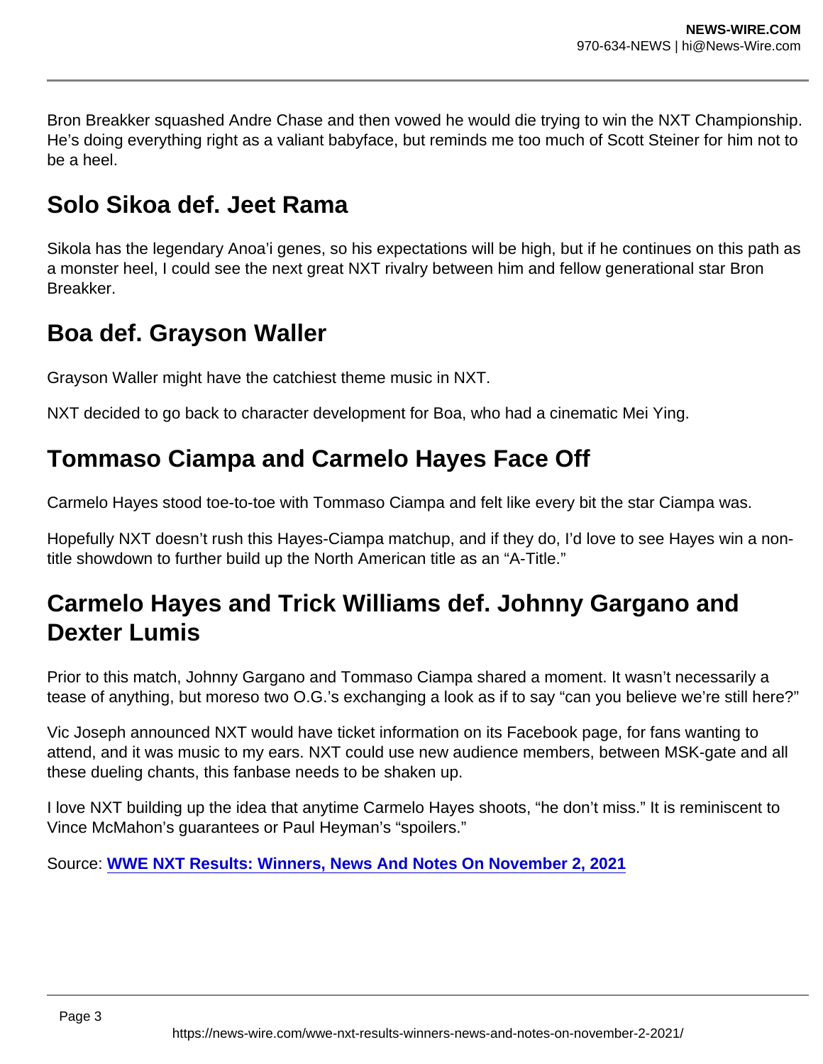Bron Breakker squashed Andre Chase and then vowed he would die trying to win the NXT Championship. He's doing everything right as a valiant babyface, but reminds me too much of Scott Steiner for him not to be a heel.

## Solo Sikoa def. Jeet Rama

Sikola has the legendary Anoa'i genes, so his expectations will be high, but if he continues on this path as a monster heel, I could see the next great NXT rivalry between him and fellow generational star Bron Breakker.

## Boa def. Grayson Waller

Grayson Waller might have the catchiest theme music in NXT.

NXT decided to go back to character development for Boa, who had a cinematic Mei Ying.

## Tommaso Ciampa and Carmelo Hayes Face Off

Carmelo Hayes stood toe-to-toe with Tommaso Ciampa and felt like every bit the star Ciampa was.

Hopefully NXT doesn't rush this Hayes-Ciampa matchup, and if they do, I'd love to see Hayes win a non-title showdown to further build up the North American title as an "A-Title."

## Carmelo Hayes and Trick Williams def. Johnny Gargano and Dexter Lumis

Prior to this match, Johnny Gargano and Tommaso Ciampa shared a moment. It wasn't necessarily a tease of anything, but moreso two O.G.'s exchanging a look as if to say "can you believe we're still here?"

Vic Joseph announced NXT would have ticket information on its Facebook page, for fans wanting to attend, and it was music to my ears. NXT could use new audience members, between MSK-gate and all these dueling chants, this fanbase needs to be shaken up.

I love NXT building up the idea that anytime Carmelo Hayes shoots, "he don't miss." It is reminiscent to Vince McMahon's guarantees or Paul Heyman's "spoilers."

Source: **WWE NXT Results: Winners, News And Notes On November 2, 2021**